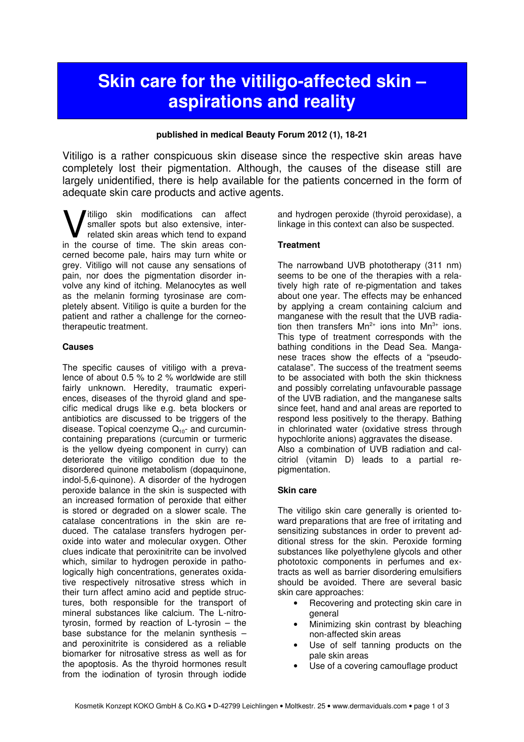# Skin care for the vitiligo-affected skin – aspirations and reality

**published in medical Beauty Forum 2012 (1), 18-21**

Vitiligo is a rather conspicuous skin disease since the respective skin areas have completely lost their pigmentation. Although, the causes of the disease still are largely unidentified, there is help available for the patients concerned in the form of adequate skin care products and active agents.

Vitiligo skin modifications can affect smaller spots but also extensive, interrelated skin areas which tend to expand in the course of time. The skin areas concerned become pale, hairs may turn white or grey. Vitiligo will not cause any sensations of pain, nor does the pigmentation disorder involve any kind of itching. Melanocytes as well as the melanin forming tyrosinase are completely absent. Vitiligo is quite a burden for the patient and rather a challenge for the corneotherapeutic treatment.

## Causes

The specific causes of vitiligo with a prevalence of about 0.5 % to 2 % worldwide are still fairly unknown. Heredity, traumatic experiences, diseases of the thyroid gland and specific medical drugs like e.g. beta blockers or antibiotics are discussed to be triggers of the disease. Topical coenzyme $Q_{10}$- and curcumin-containing preparations (curcumin or turmeric is the yellow dyeing component in curry) can deteriorate the vitiligo condition due to the disordered quinone metabolism (dopaquinone, indol-5,6-quinone). A disorder of the hydrogen peroxide balance in the skin is suspected with an increased formation of peroxide that either is stored or degraded on a slower scale. The catalase concentrations in the skin are reduced. The catalase transfers hydrogen peroxide into water and molecular oxygen. Other clues indicate that peroxinitrite can be involved which, similar to hydrogen peroxide in pathologically high concentrations, generates oxidative respectively nitrosative stress which in their turn affect amino acid and peptide structures, both responsible for the transport of mineral substances like calcium. The L-nitrotyrosin, formed by reaction of L-tyrosin – the base substance for the melanin synthesis – and peroxinitrite is considered as a reliable biomarker for nitrosative stress as well as for the apoptosis. As the thyroid hormones result from the iodination of tyrosin through iodide and hydrogen peroxide (thyroid peroxidase), a linkage in this context can also be suspected.

## Treatment

The narrowband UVB phototherapy (311 nm) seems to be one of the therapies with a relatively high rate of re-pigmentation and takes about one year. The effects may be enhanced by applying a cream containing calcium and manganese with the result that the UVB radiation then transfers $Mn^{2+}$ ions into $Mn^{3+}$ ions. This type of treatment corresponds with the bathing conditions in the Dead Sea. Manganese traces show the effects of a "pseudo-catalase". The success of the treatment seems to be associated with both the skin thickness and possibly correlating unfavourable passage of the UVB radiation, and the manganese salts since feet, hand and anal areas are reported to respond less positively to the therapy. Bathing in chlorinated water (oxidative stress through hypochlorite anions) aggravates the disease.
Also a combination of UVB radiation and calcitriol (vitamin D) leads to a partial re-pigmentation.

## Skin care

The vitiligo skin care generally is oriented toward preparations that are free of irritating and sensitizing substances in order to prevent additional stress for the skin. Peroxide forming substances like polyethylene glycols and other phototoxic components in perfumes and extracts as well as barrier disordering emulsifiers should be avoided. There are several basic skin care approaches:

- Recovering and protecting skin care in general
- Minimizing skin contrast by bleaching non-affected skin areas
- Use of self tanning products on the pale skin areas
- Use of a covering camouflage product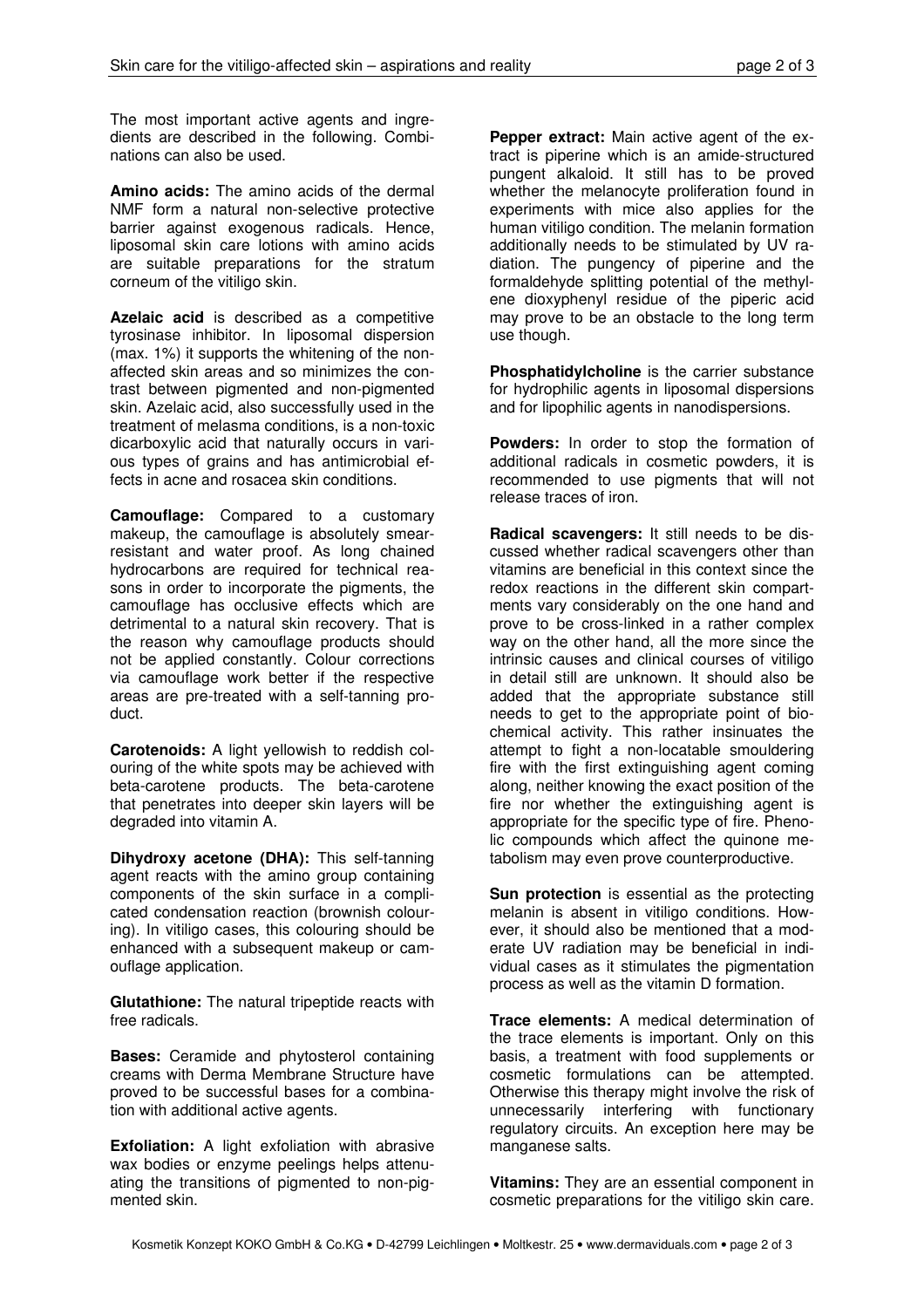The most important active agents and ingredients are described in the following. Combinations can also be used.

**Amino acids:** The amino acids of the dermal NMF form a natural non-selective protective barrier against exogenous radicals. Hence, liposomal skin care lotions with amino acids are suitable preparations for the stratum corneum of the vitiligo skin.

**Azelaic acid** is described as a competitive tyrosinase inhibitor. In liposomal dispersion (max. 1%) it supports the whitening of the non-affected skin areas and so minimizes the contrast between pigmented and non-pigmented skin. Azelaic acid, also successfully used in the treatment of melasma conditions, is a non-toxic dicarboxylic acid that naturally occurs in various types of grains and has antimicrobial effects in acne and rosacea skin conditions.

**Camouflage:** Compared to a customary makeup, the camouflage is absolutely smear-resistant and water proof. As long chained hydrocarbons are required for technical reasons in order to incorporate the pigments, the camouflage has occlusive effects which are detrimental to a natural skin recovery. That is the reason why camouflage products should not be applied constantly. Colour corrections via camouflage work better if the respective areas are pre-treated with a self-tanning product.

**Carotenoids:** A light yellowish to reddish colouring of the white spots may be achieved with beta-carotene products. The beta-carotene that penetrates into deeper skin layers will be degraded into vitamin A.

**Dihydroxy acetone (DHA):** This self-tanning agent reacts with the amino group containing components of the skin surface in a complicated condensation reaction (brownish colouring). In vitiligo cases, this colouring should be enhanced with a subsequent makeup or camouflage application.

**Glutathione:** The natural tripeptide reacts with free radicals.

**Bases:** Ceramide and phytosterol containing creams with Derma Membrane Structure have proved to be successful bases for a combination with additional active agents.

**Exfoliation:** A light exfoliation with abrasive wax bodies or enzyme peelings helps attenuating the transitions of pigmented to non-pigmented skin.

**Pepper extract:** Main active agent of the extract is piperine which is an amide-structured pungent alkaloid. It still has to be proved whether the melanocyte proliferation found in experiments with mice also applies for the human vitiligo condition. The melanin formation additionally needs to be stimulated by UV radiation. The pungency of piperine and the formaldehyde splitting potential of the methylene dioxyphenyl residue of the piperic acid may prove to be an obstacle to the long term use though.

**Phosphatidylcholine** is the carrier substance for hydrophilic agents in liposomal dispersions and for lipophilic agents in nanodispersions.

**Powders:** In order to stop the formation of additional radicals in cosmetic powders, it is recommended to use pigments that will not release traces of iron.

**Radical scavengers:** It still needs to be discussed whether radical scavengers other than vitamins are beneficial in this context since the redox reactions in the different skin compartments vary considerably on the one hand and prove to be cross-linked in a rather complex way on the other hand, all the more since the intrinsic causes and clinical courses of vitiligo in detail still are unknown. It should also be added that the appropriate substance still needs to get to the appropriate point of biochemical activity. This rather insinuates the attempt to fight a non-locatable smouldering fire with the first extinguishing agent coming along, neither knowing the exact position of the fire nor whether the extinguishing agent is appropriate for the specific type of fire. Phenolic compounds which affect the quinone metabolism may even prove counterproductive.

**Sun protection** is essential as the protecting melanin is absent in vitiligo conditions. However, it should also be mentioned that a moderate UV radiation may be beneficial in individual cases as it stimulates the pigmentation process as well as the vitamin D formation.

**Trace elements:** A medical determination of the trace elements is important. Only on this basis, a treatment with food supplements or cosmetic formulations can be attempted. Otherwise this therapy might involve the risk of unnecessarily interfering with functionary regulatory circuits. An exception here may be manganese salts.

**Vitamins:** They are an essential component in cosmetic preparations for the vitiligo skin care.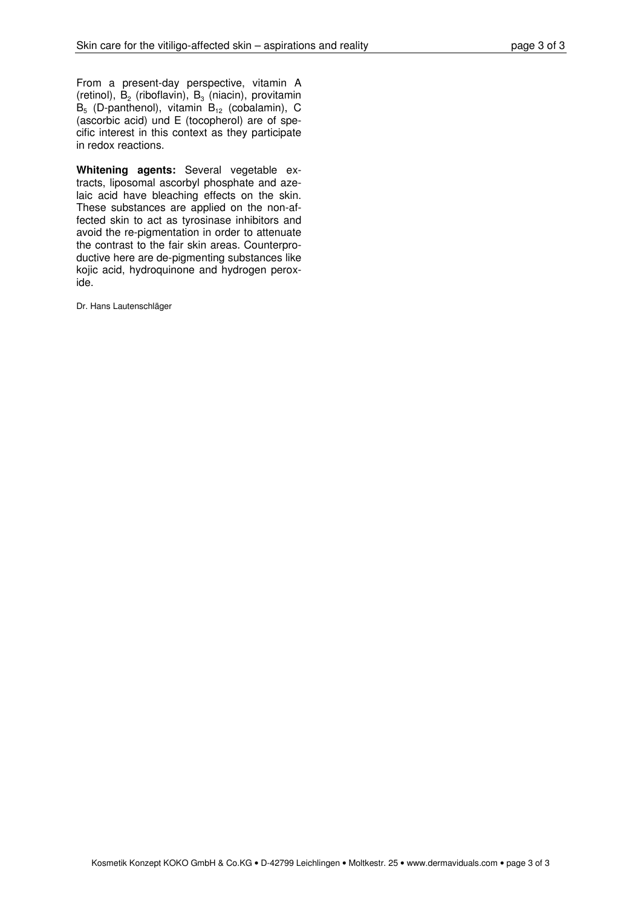From a present-day perspective, vitamin A (retinol), $B_2$ (riboflavin), $B_3$ (niacin), provitamin $B_5$ (D-panthenol), vitamin $B_{12}$ (cobalamin), C (ascorbic acid) und E (tocopherol) are of specific interest in this context as they participate in redox reactions.

**Whitening agents:** Several vegetable extracts, liposomal ascorbyl phosphate and azelaic acid have bleaching effects on the skin. These substances are applied on the non-affected skin to act as tyrosinase inhibitors and avoid the re-pigmentation in order to attenuate the contrast to the fair skin areas. Counterproductive here are de-pigmenting substances like kojic acid, hydroquinone and hydrogen peroxide.

Dr. Hans Lautenschläger